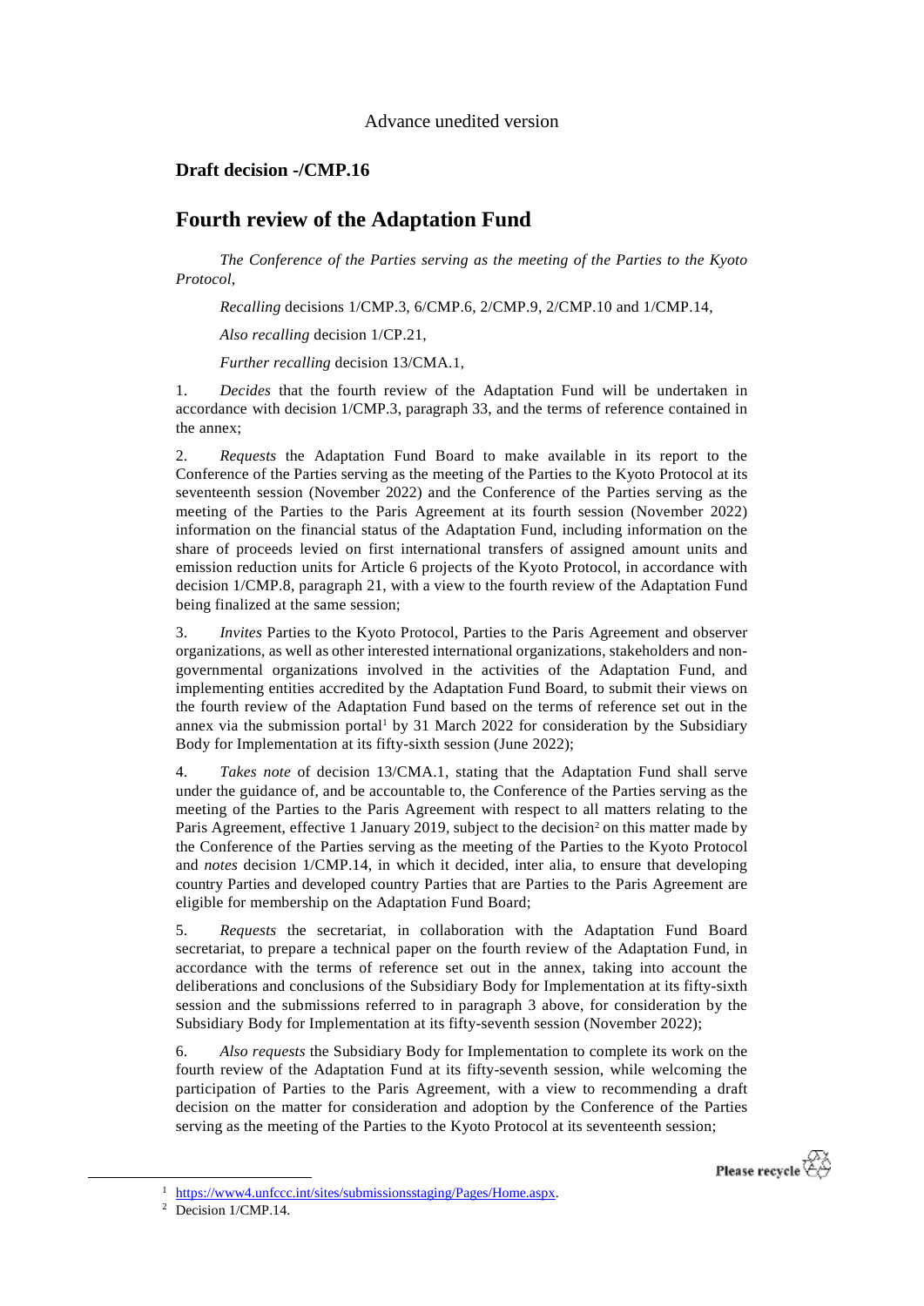Advance unedited version

## Draft decision -/CMP.16

# Fourth review of the Adaptation Fund

*The Conference of the Parties serving as the meeting of the Parties to the Kyoto Protocol*,

*Recalling* decisions 1/CMP.3, 6/CMP.6, 2/CMP.9, 2/CMP.10 and 1/CMP.14,

*Also recalling* decision 1/CP.21,

*Further recalling* decision 13/CMA.1,

1. *Decides* that the fourth review of the Adaptation Fund will be undertaken in accordance with decision 1/CMP.3, paragraph 33, and the terms of reference contained in the annex;

2. *Requests* the Adaptation Fund Board to make available in its report to the Conference of the Parties serving as the meeting of the Parties to the Kyoto Protocol at its seventeenth session (November 2022) and the Conference of the Parties serving as the meeting of the Parties to the Paris Agreement at its fourth session (November 2022) information on the financial status of the Adaptation Fund, including information on the share of proceeds levied on first international transfers of assigned amount units and emission reduction units for Article 6 projects of the Kyoto Protocol, in accordance with decision 1/CMP.8, paragraph 21, with a view to the fourth review of the Adaptation Fund being finalized at the same session;

3. *Invites* Parties to the Kyoto Protocol, Parties to the Paris Agreement and observer organizations, as well as other interested international organizations, stakeholders and non-governmental organizations involved in the activities of the Adaptation Fund, and implementing entities accredited by the Adaptation Fund Board, to submit their views on the fourth review of the Adaptation Fund based on the terms of reference set out in the annex via the submission portal[1] by 31 March 2022 for consideration by the Subsidiary Body for Implementation at its fifty-sixth session (June 2022);

4. *Takes note* of decision 13/CMA.1, stating that the Adaptation Fund shall serve under the guidance of, and be accountable to, the Conference of the Parties serving as the meeting of the Parties to the Paris Agreement with respect to all matters relating to the Paris Agreement, effective 1 January 2019, subject to the decision[2] on this matter made by the Conference of the Parties serving as the meeting of the Parties to the Kyoto Protocol and *notes* decision 1/CMP.14, in which it decided, inter alia, to ensure that developing country Parties and developed country Parties that are Parties to the Paris Agreement are eligible for membership on the Adaptation Fund Board;

5. *Requests* the secretariat, in collaboration with the Adaptation Fund Board secretariat, to prepare a technical paper on the fourth review of the Adaptation Fund, in accordance with the terms of reference set out in the annex, taking into account the deliberations and conclusions of the Subsidiary Body for Implementation at its fifty-sixth session and the submissions referred to in paragraph 3 above, for consideration by the Subsidiary Body for Implementation at its fifty-seventh session (November 2022);

6. *Also requests* the Subsidiary Body for Implementation to complete its work on the fourth review of the Adaptation Fund at its fifty-seventh session, while welcoming the participation of Parties to the Paris Agreement, with a view to recommending a draft decision on the matter for consideration and adoption by the Conference of the Parties serving as the meeting of the Parties to the Kyoto Protocol at its seventeenth session;

---

[1] https://www4.unfccc.int/sites/submissionsstaging/Pages/Home.aspx.

[2] Decision 1/CMP.14.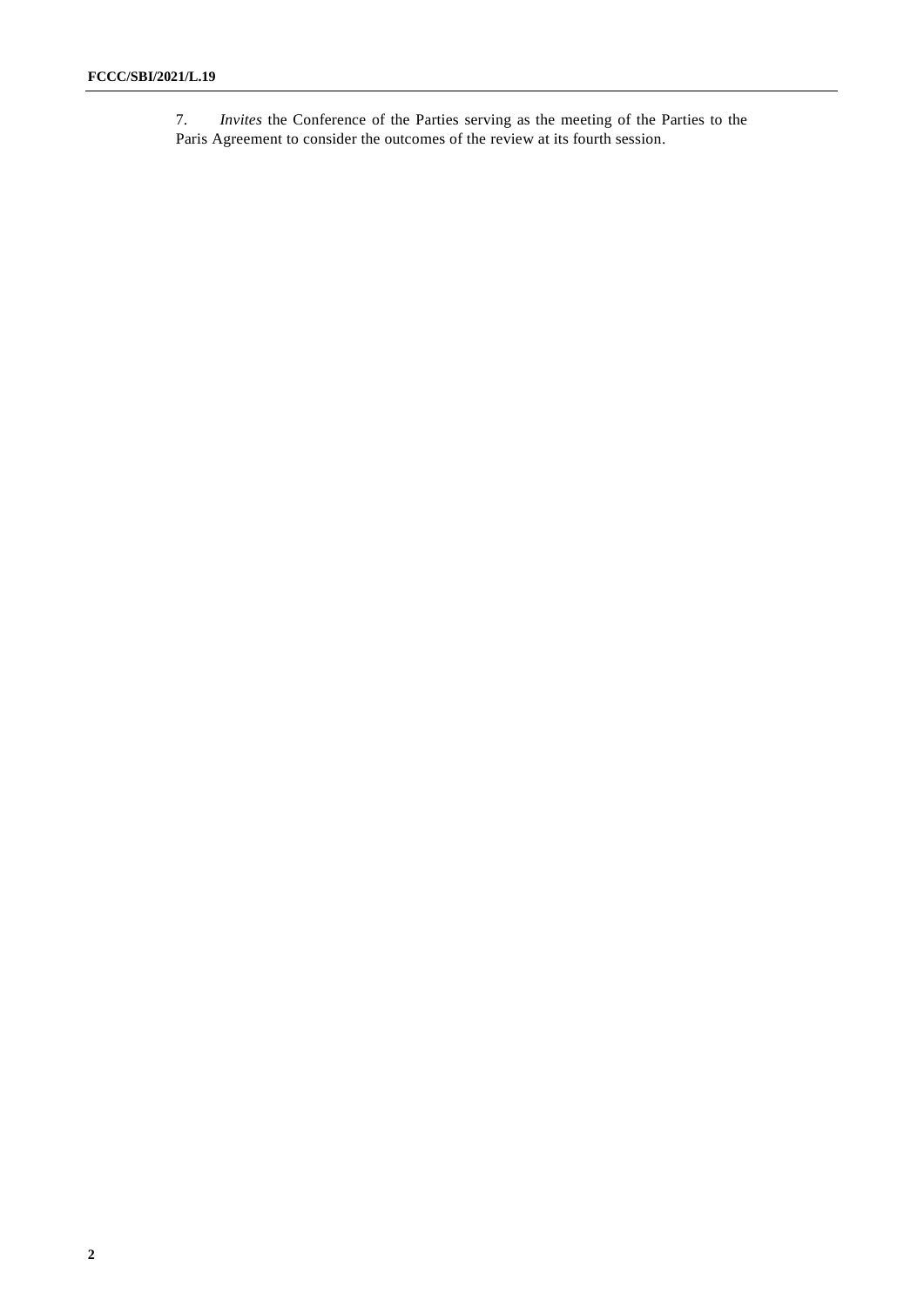7. *Invites* the Conference of the Parties serving as the meeting of the Parties to the Paris Agreement to consider the outcomes of the review at its fourth session.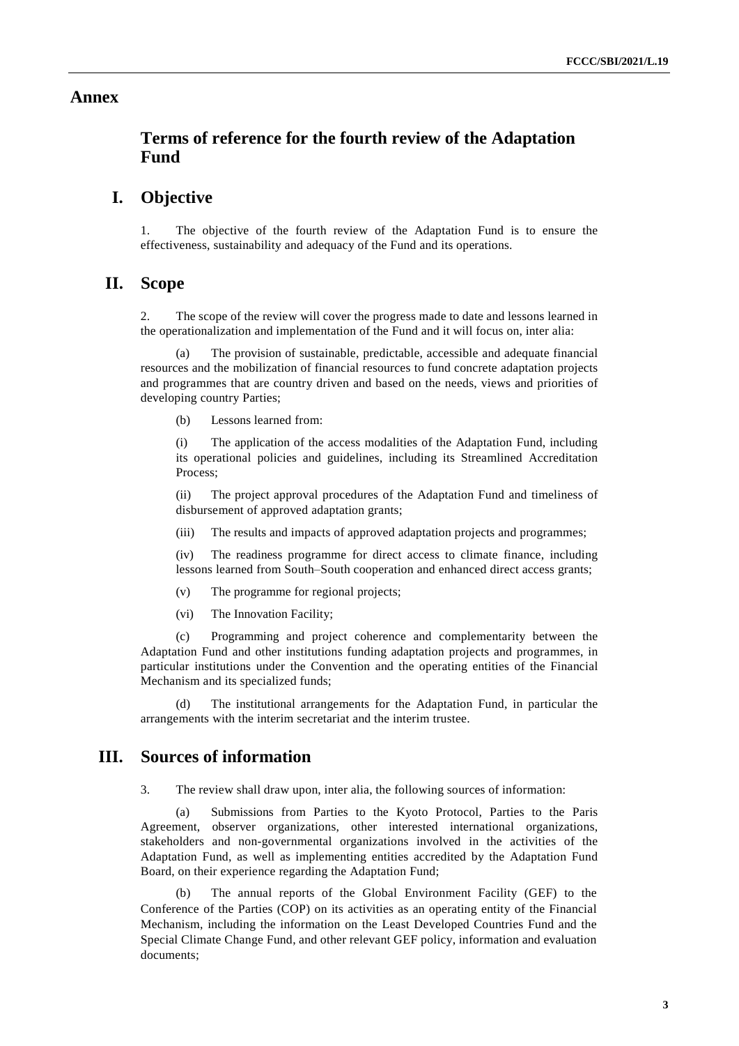# Annex

## Terms of reference for the fourth review of the Adaptation Fund

### I. Objective

1. The objective of the fourth review of the Adaptation Fund is to ensure the effectiveness, sustainability and adequacy of the Fund and its operations.

### II. Scope

2. The scope of the review will cover the progress made to date and lessons learned in the operationalization and implementation of the Fund and it will focus on, inter alia:

(a) The provision of sustainable, predictable, accessible and adequate financial resources and the mobilization of financial resources to fund concrete adaptation projects and programmes that are country driven and based on the needs, views and priorities of developing country Parties;

(b) Lessons learned from:

(i) The application of the access modalities of the Adaptation Fund, including its operational policies and guidelines, including its Streamlined Accreditation Process;

(ii) The project approval procedures of the Adaptation Fund and timeliness of disbursement of approved adaptation grants;

(iii) The results and impacts of approved adaptation projects and programmes;

(iv) The readiness programme for direct access to climate finance, including lessons learned from South–South cooperation and enhanced direct access grants;

(v) The programme for regional projects;

(vi) The Innovation Facility;

(c) Programming and project coherence and complementarity between the Adaptation Fund and other institutions funding adaptation projects and programmes, in particular institutions under the Convention and the operating entities of the Financial Mechanism and its specialized funds;

(d) The institutional arrangements for the Adaptation Fund, in particular the arrangements with the interim secretariat and the interim trustee.

### III. Sources of information

3. The review shall draw upon, inter alia, the following sources of information:

(a) Submissions from Parties to the Kyoto Protocol, Parties to the Paris Agreement, observer organizations, other interested international organizations, stakeholders and non-governmental organizations involved in the activities of the Adaptation Fund, as well as implementing entities accredited by the Adaptation Fund Board, on their experience regarding the Adaptation Fund;

(b) The annual reports of the Global Environment Facility (GEF) to the Conference of the Parties (COP) on its activities as an operating entity of the Financial Mechanism, including the information on the Least Developed Countries Fund and the Special Climate Change Fund, and other relevant GEF policy, information and evaluation documents;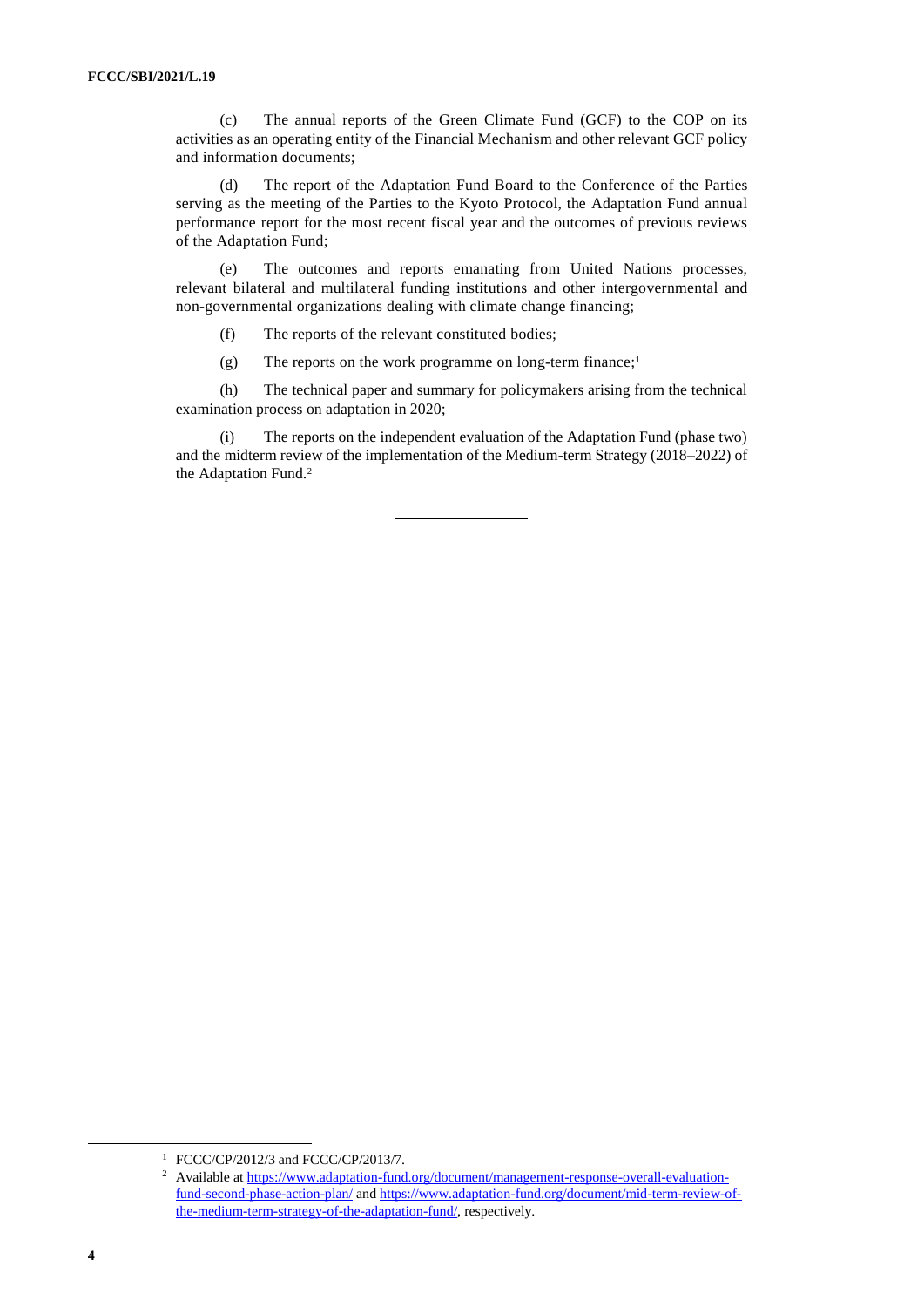(c) The annual reports of the Green Climate Fund (GCF) to the COP on its activities as an operating entity of the Financial Mechanism and other relevant GCF policy and information documents;

(d) The report of the Adaptation Fund Board to the Conference of the Parties serving as the meeting of the Parties to the Kyoto Protocol, the Adaptation Fund annual performance report for the most recent fiscal year and the outcomes of previous reviews of the Adaptation Fund;

(e) The outcomes and reports emanating from United Nations processes, relevant bilateral and multilateral funding institutions and other intergovernmental and non-governmental organizations dealing with climate change financing;

(f) The reports of the relevant constituted bodies;

(g) The reports on the work programme on long-term finance;[1]

(h) The technical paper and summary for policymakers arising from the technical examination process on adaptation in 2020;

(i) The reports on the independent evaluation of the Adaptation Fund (phase two) and the midterm review of the implementation of the Medium-term Strategy (2018–2022) of the Adaptation Fund.[2]

---

[1] FCCC/CP/2012/3 and FCCC/CP/2013/7.

[2] Available at https://www.adaptation-fund.org/document/management-response-overall-evaluation-fund-second-phase-action-plan/ and https://www.adaptation-fund.org/document/mid-term-review-of-the-medium-term-strategy-of-the-adaptation-fund/, respectively.